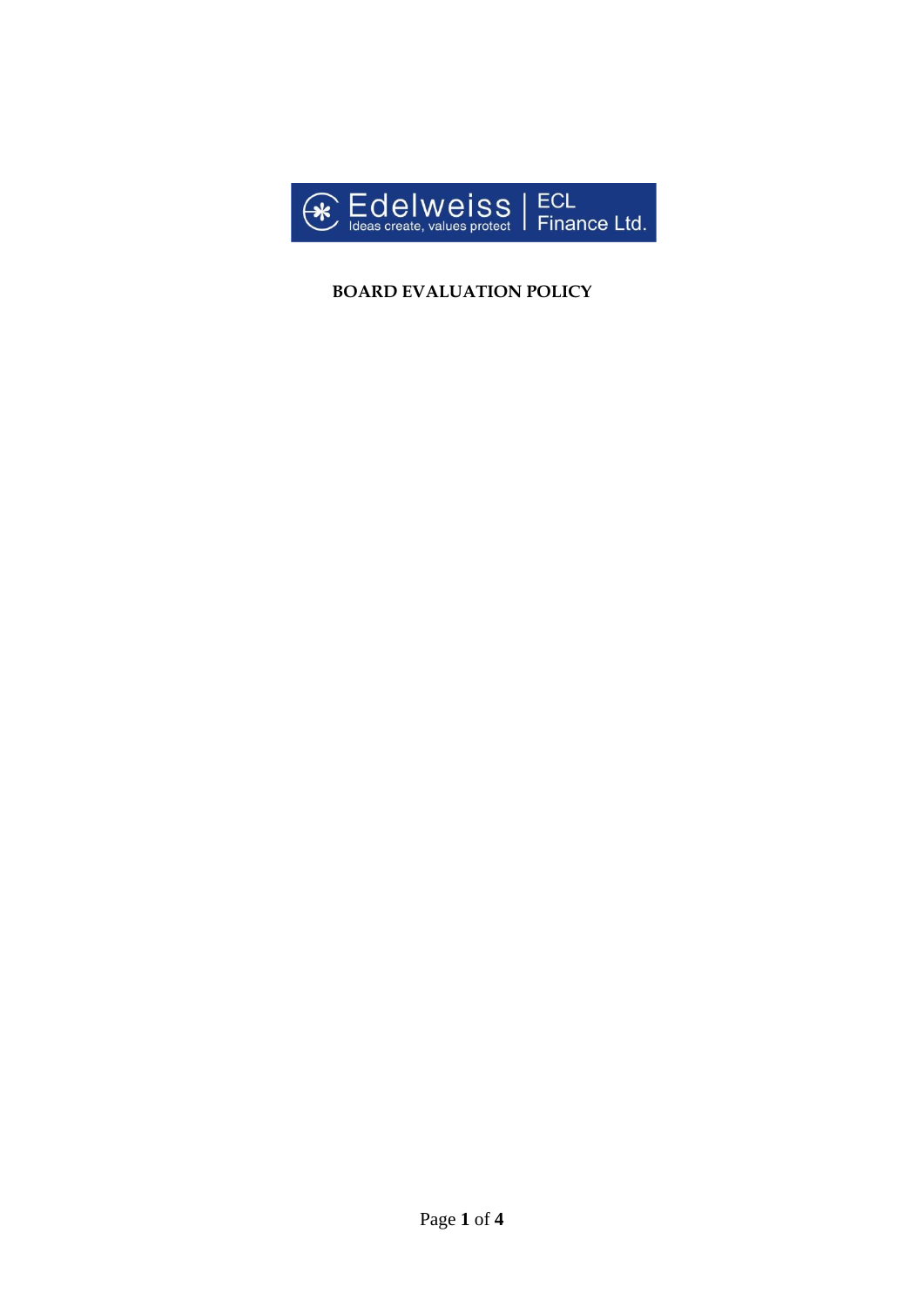Edelweiss
Ideas create, values protect
ECL Finance Ltd.

# BOARD EVALUATION POLICY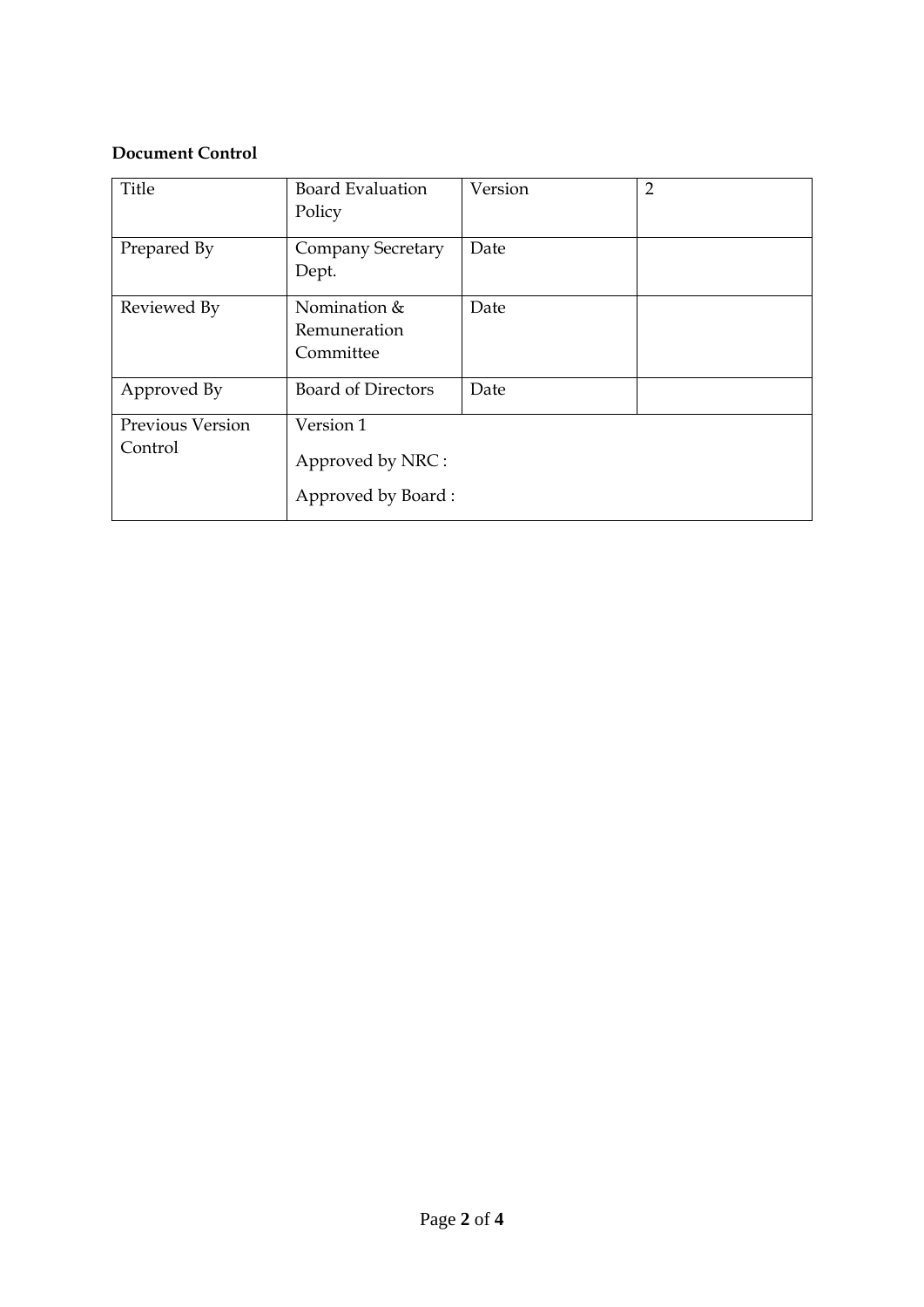**Document Control**

| Title | Board Evaluation Policy | Version | 2 |
|---|---|---|---|
| Prepared By | Company Secretary Dept. | Date | |
| Reviewed By | Nomination & Remuneration Committee | Date | |
| Approved By | Board of Directors | Date | |
| Previous Version Control | Version 1<br>Approved by NRC :<br>Approved by Board : | | |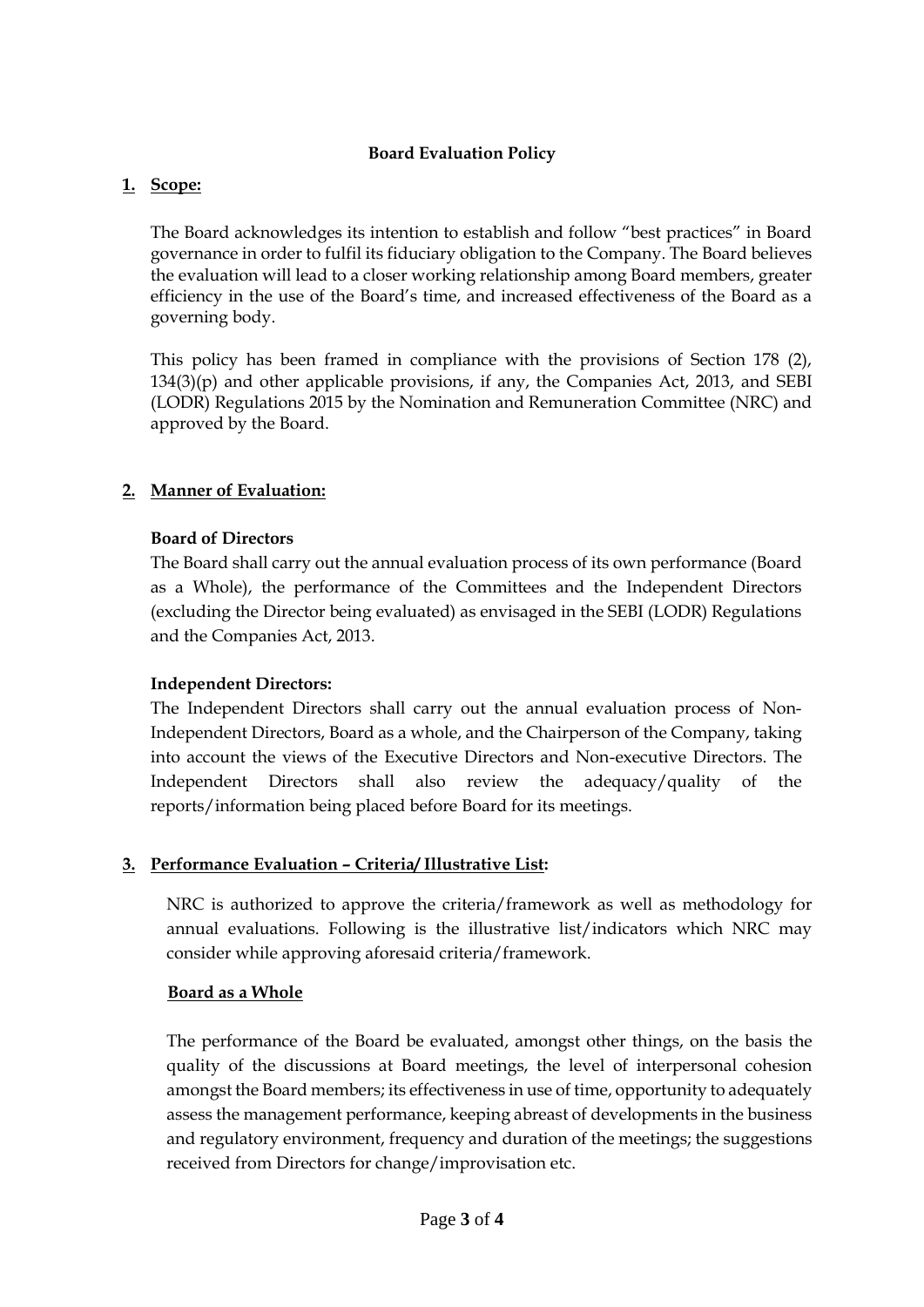**Board Evaluation Policy**

**1. Scope:**

The Board acknowledges its intention to establish and follow "best practices" in Board governance in order to fulfil its fiduciary obligation to the Company. The Board believes the evaluation will lead to a closer working relationship among Board members, greater efficiency in the use of the Board's time, and increased effectiveness of the Board as a governing body.

This policy has been framed in compliance with the provisions of Section 178 (2), 134(3)(p) and other applicable provisions, if any, the Companies Act, 2013, and SEBI (LODR) Regulations 2015 by the Nomination and Remuneration Committee (NRC) and approved by the Board.

**2. Manner of Evaluation:**

**Board of Directors**

The Board shall carry out the annual evaluation process of its own performance (Board as a Whole), the performance of the Committees and the Independent Directors (excluding the Director being evaluated) as envisaged in the SEBI (LODR) Regulations and the Companies Act, 2013.

**Independent Directors:**

The Independent Directors shall carry out the annual evaluation process of Non-Independent Directors, Board as a whole, and the Chairperson of the Company, taking into account the views of the Executive Directors and Non-executive Directors. The Independent Directors shall also review the adequacy/quality of the reports/information being placed before Board for its meetings.

**3. Performance Evaluation – Criteria/ Illustrative List:**

NRC is authorized to approve the criteria/framework as well as methodology for annual evaluations. Following is the illustrative list/indicators which NRC may consider while approving aforesaid criteria/framework.

**Board as a Whole**

The performance of the Board be evaluated, amongst other things, on the basis the quality of the discussions at Board meetings, the level of interpersonal cohesion amongst the Board members; its effectiveness in use of time, opportunity to adequately assess the management performance, keeping abreast of developments in the business and regulatory environment, frequency and duration of the meetings; the suggestions received from Directors for change/improvisation etc.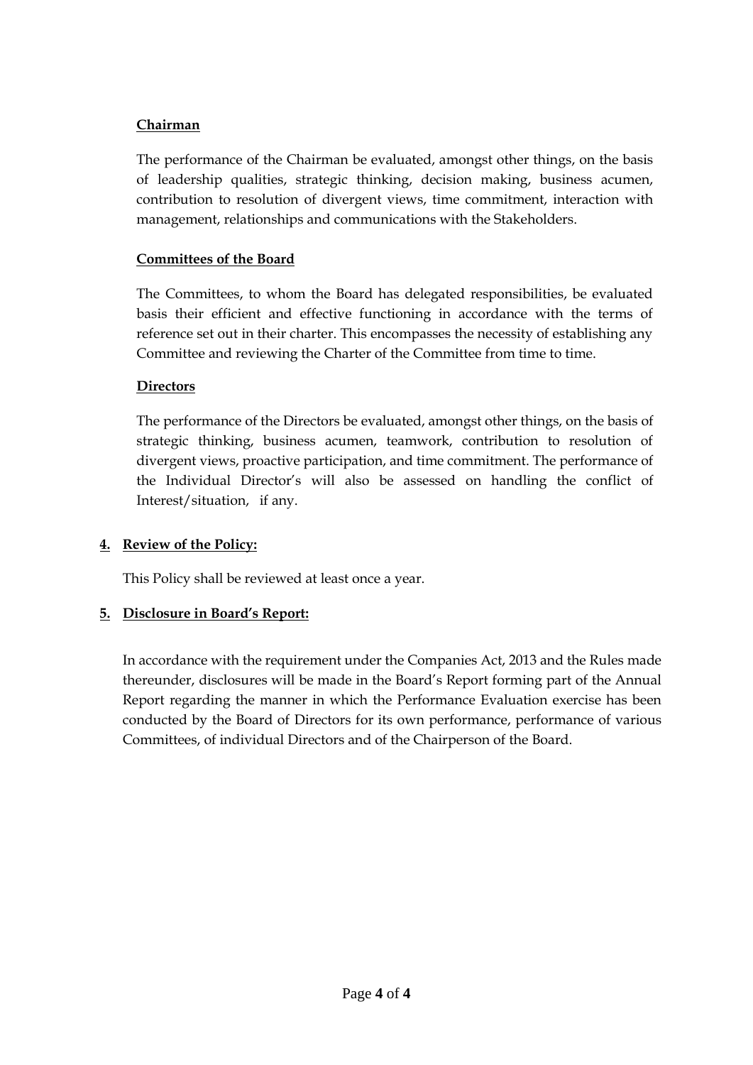**Chairman**

The performance of the Chairman be evaluated, amongst other things, on the basis of leadership qualities, strategic thinking, decision making, business acumen, contribution to resolution of divergent views, time commitment, interaction with management, relationships and communications with the Stakeholders.

**Committees of the Board**

The Committees, to whom the Board has delegated responsibilities, be evaluated basis their efficient and effective functioning in accordance with the terms of reference set out in their charter. This encompasses the necessity of establishing any Committee and reviewing the Charter of the Committee from time to time.

**Directors**

The performance of the Directors be evaluated, amongst other things, on the basis of strategic thinking, business acumen, teamwork, contribution to resolution of divergent views, proactive participation, and time commitment. The performance of the Individual Director's will also be assessed on handling the conflict of Interest/situation, if any.

## 4. Review of the Policy:

This Policy shall be reviewed at least once a year.

## 5. Disclosure in Board's Report:

In accordance with the requirement under the Companies Act, 2013 and the Rules made thereunder, disclosures will be made in the Board's Report forming part of the Annual Report regarding the manner in which the Performance Evaluation exercise has been conducted by the Board of Directors for its own performance, performance of various Committees, of individual Directors and of the Chairperson of the Board.